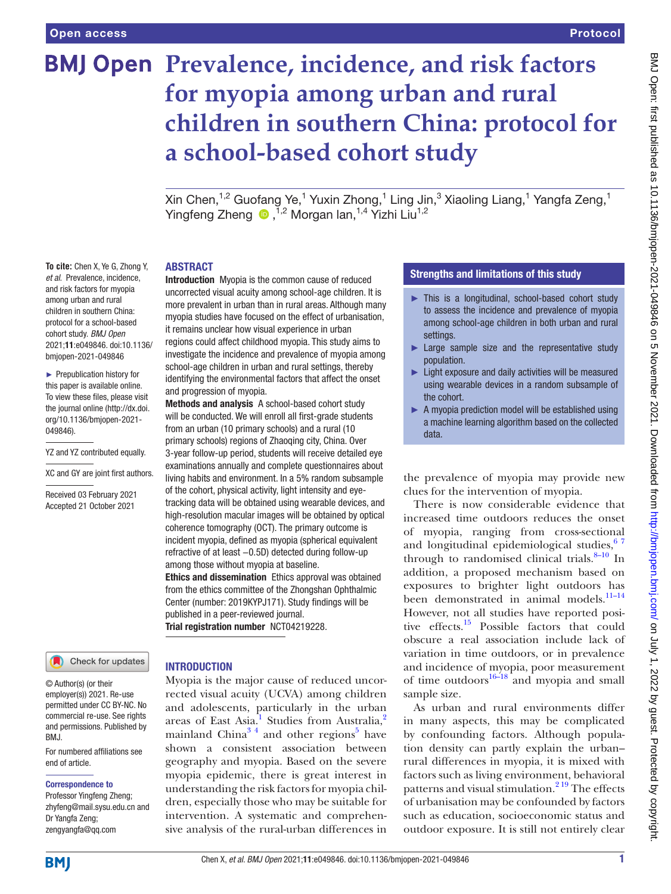# Prevalence, incidence, and risk factors for myopia among urban and rural children in southern China: protocol for a school-based cohort study

Xin Chen,[1,2] Guofang Ye,[1] Yuxin Zhong,[1] Ling Jin,[3] Xiaoling Liang,[1] Yangfa Zeng,[1] Yingfeng Zheng ,[1,2] Morgan lan,[1,4] Yizhi Liu[1,2]

**To cite:** Chen X, Ye G, Zhong Y, *et al*. Prevalence, incidence, and risk factors for myopia among urban and rural children in southern China: protocol for a school-based cohort study. *BMJ Open* 2021;**11**:e049846. doi:10.1136/bmjopen-2021-049846

► Prepublication history for this paper is available online. To view these files, please visit the journal online (http://dx.doi.org/10.1136/bmjopen-2021-049846).

YZ and YZ contributed equally.

XC and GY are joint first authors.

Received 03 February 2021
Accepted 21 October 2021

© Author(s) (or their employer(s)) 2021. Re-use permitted under CC BY-NC. No commercial re-use. See rights and permissions. Published by BMJ.

For numbered affiliations see end of article.

**Correspondence to**
Professor Yingfeng Zheng; zhyfeng@mail.sysu.edu.cn and Dr Yangfa Zeng; zengyangfa@qq.com

## ABSTRACT

**Introduction** Myopia is the common cause of reduced uncorrected visual acuity among school-age children. It is more prevalent in urban than in rural areas. Although many myopia studies have focused on the effect of urbanisation, it remains unclear how visual experience in urban regions could affect childhood myopia. This study aims to investigate the incidence and prevalence of myopia among school-age children in urban and rural settings, thereby identifying the environmental factors that affect the onset and progression of myopia.

**Methods and analysis** A school-based cohort study will be conducted. We will enroll all first-grade students from an urban (10 primary schools) and a rural (10 primary schools) regions of Zhaoqing city, China. Over 3-year follow-up period, students will receive detailed eye examinations annually and complete questionnaires about living habits and environment. In a 5% random subsample of the cohort, physical activity, light intensity and eye-tracking data will be obtained using wearable devices, and high-resolution macular images will be obtained by optical coherence tomography (OCT). The primary outcome is incident myopia, defined as myopia (spherical equivalent refractive of at least −0.5D) detected during follow-up among those without myopia at baseline.

**Ethics and dissemination** Ethics approval was obtained from the ethics committee of the Zhongshan Ophthalmic Center (number: 2019KYPJ171). Study findings will be published in a peer-reviewed journal.

**Trial registration number** NCT04219228.

## Strengths and limitations of this study

► This is a longitudinal, school-based cohort study to assess the incidence and prevalence of myopia among school-age children in both urban and rural settings.

► Large sample size and the representative study population.

► Light exposure and daily activities will be measured using wearable devices in a random subsample of the cohort.

► A myopia prediction model will be established using a machine learning algorithm based on the collected data.

## INTRODUCTION

Myopia is the major cause of reduced uncorrected visual acuity (UCVA) among children and adolescents, particularly in the urban areas of East Asia.[1] Studies from Australia,[2] mainland China[3 4] and other regions[5] have shown a consistent association between geography and myopia. Based on the severe myopia epidemic, there is great interest in understanding the risk factors for myopia children, especially those who may be suitable for intervention. A systematic and comprehensive analysis of the rural-urban differences in the prevalence of myopia may provide new clues for the intervention of myopia.

There is now considerable evidence that increased time outdoors reduces the onset of myopia, ranging from cross-sectional and longitudinal epidemiological studies,[6 7] through to randomised clinical trials.[8–10] In addition, a proposed mechanism based on exposures to brighter light outdoors has been demonstrated in animal models.[11–14] However, not all studies have reported positive effects.[15] Possible factors that could obscure a real association include lack of variation in time outdoors, or in prevalence and incidence of myopia, poor measurement of time outdoors[16–18] and myopia and small sample size.

As urban and rural environments differ in many aspects, this may be complicated by confounding factors. Although population density can partly explain the urban–rural differences in myopia, it is mixed with factors such as living environment, behavioral patterns and visual stimulation.[2 19] The effects of urbanisation may be confounded by factors such as education, socioeconomic status and outdoor exposure. It is still not entirely clear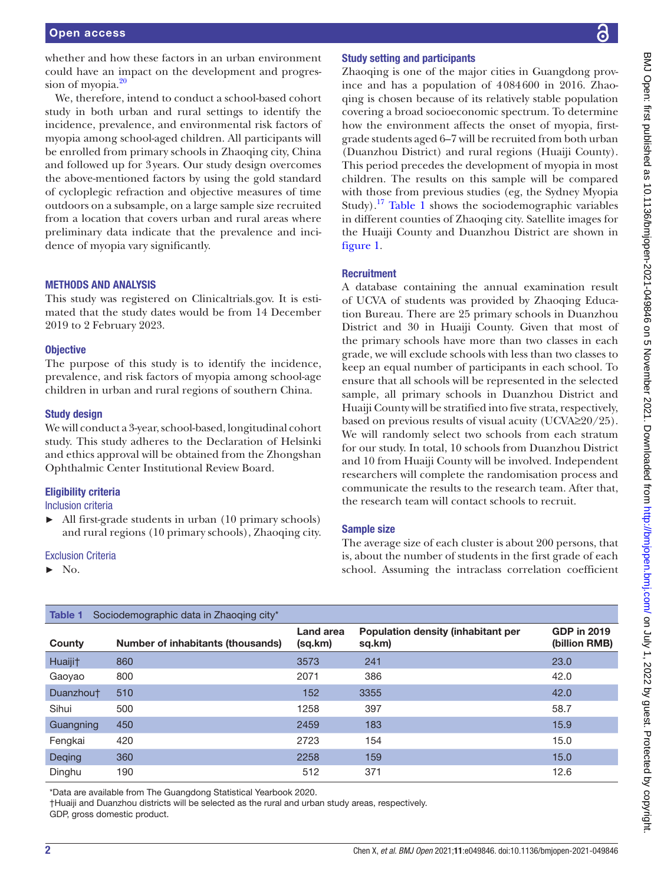whether and how these factors in an urban environment could have an impact on the development and progression of myopia.[20]

We, therefore, intend to conduct a school-based cohort study in both urban and rural settings to identify the incidence, prevalence, and environmental risk factors of myopia among school-aged children. All participants will be enrolled from primary schools in Zhaoqing city, China and followed up for 3 years. Our study design overcomes the above-mentioned factors by using the gold standard of cycloplegic refraction and objective measures of time outdoors on a subsample, on a large sample size recruited from a location that covers urban and rural areas where preliminary data indicate that the prevalence and incidence of myopia vary significantly.

## METHODS AND ANALYSIS

This study was registered on Clinicaltrials.gov. It is estimated that the study dates would be from 14 December 2019 to 2 February 2023.

### Objective

The purpose of this study is to identify the incidence, prevalence, and risk factors of myopia among school-age children in urban and rural regions of southern China.

### Study design

We will conduct a 3-year, school-based, longitudinal cohort study. This study adheres to the Declaration of Helsinki and ethics approval will be obtained from the Zhongshan Ophthalmic Center Institutional Review Board.

### Eligibility criteria

#### Inclusion criteria

- All first-grade students in urban (10 primary schools) and rural regions (10 primary schools), Zhaoqing city.

#### Exclusion Criteria

- No.

### Study setting and participants

Zhaoqing is one of the major cities in Guangdong province and has a population of 4084600 in 2016. Zhaoqing is chosen because of its relatively stable population covering a broad socioeconomic spectrum. To determine how the environment affects the onset of myopia, first-grade students aged 6–7 will be recruited from both urban (Duanzhou District) and rural regions (Huaiji County). This period precedes the development of myopia in most children. The results on this sample will be compared with those from previous studies (eg, the Sydney Myopia Study).[17] Table 1 shows the sociodemographic variables in different counties of Zhaoqing city. Satellite images for the Huaiji County and Duanzhou District are shown in figure 1.

### Recruitment

A database containing the annual examination result of UCVA of students was provided by Zhaoqing Education Bureau. There are 25 primary schools in Duanzhou District and 30 in Huaiji County. Given that most of the primary schools have more than two classes in each grade, we will exclude schools with less than two classes to keep an equal number of participants in each school. To ensure that all schools will be represented in the selected sample, all primary schools in Duanzhou District and Huaiji County will be stratified into five strata, respectively, based on previous results of visual acuity (UCVA≥20/25). We will randomly select two schools from each stratum for our study. In total, 10 schools from Duanzhou District and 10 from Huaiji County will be involved. Independent researchers will complete the randomisation process and communicate the results to the research team. After that, the research team will contact schools to recruit.

### Sample size

The average size of each cluster is about 200 persons, that is, about the number of students in the first grade of each school. Assuming the intraclass correlation coefficient

**Table 1** Sociodemographic data in Zhaoqing city*

| County | Number of inhabitants (thousands) | Land area (sq.km) | Population density (inhabitant per sq.km) | GDP in 2019 (billion RMB) |
|---|---|---|---|---|
| Huaiji† | 860 | 3573 | 241 | 23.0 |
| Gaoyao | 800 | 2071 | 386 | 42.0 |
| Duanzhou† | 510 | 152 | 3355 | 42.0 |
| Sihui | 500 | 1258 | 397 | 58.7 |
| Guangning | 450 | 2459 | 183 | 15.9 |
| Fengkai | 420 | 2723 | 154 | 15.0 |
| Deqing | 360 | 2258 | 159 | 15.0 |
| Dinghu | 190 | 512 | 371 | 12.6 |

*Data are available from The Guangdong Statistical Yearbook 2020.
†Huaiji and Duanzhou districts will be selected as the rural and urban study areas, respectively.
GDP, gross domestic product.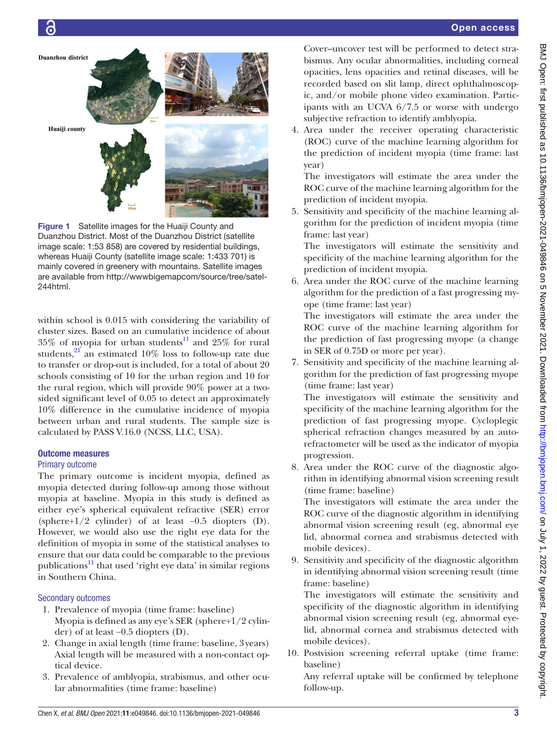Figure 1 Satellite images for the Huaiji County and Duanzhou District. Most of the Duanzhou District (satellite image scale: 1:53 858) are covered by residential buildings, whereas Huaiji County (satellite image scale: 1:433 701) is mainly covered in greenery with mountains. Satellite images are available from http://wwwbigemapcom/source/tree/satel-244html.

within school is 0.015 with considering the variability of cluster sizes. Based on an cumulative incidence of about 35% of myopia for urban students[11] and 25% for rural students,[21] an estimated 10% loss to follow-up rate due to transfer or drop-out is included, for a total of about 20 schools consisting of 10 for the urban region and 10 for the rural region, which will provide 90% power at a two-sided significant level of 0.05 to detect an approximately 10% difference in the cumulative incidence of myopia between urban and rural students. The sample size is calculated by PASS V.16.0 (NCSS, LLC, USA).

## Outcome measures

### Primary outcome

The primary outcome is incident myopia, defined as myopia detected during follow-up among those without myopia at baseline. Myopia in this study is defined as either eye's spherical equivalent refractive (SER) error (sphere+1/2 cylinder) of at least −0.5 diopters (D). However, we would also use the right eye data for the definition of myopia in some of the statistical analyses to ensure that our data could be comparable to the previous publications[11] that used 'right eye data' in similar regions in Southern China.

### Secondary outcomes

1. Prevalence of myopia (time frame: baseline)
   Myopia is defined as any eye's SER (sphere+1/2 cylinder) of at least −0.5 diopters (D).
2. Change in axial length (time frame: baseline, 3 years)
   Axial length will be measured with a non-contact optical device.
3. Prevalence of amblyopia, strabismus, and other ocular abnormalities (time frame: baseline)
   Cover–uncover test will be performed to detect strabismus. Any ocular abnormalities, including corneal opacities, lens opacities and retinal diseases, will be recorded based on slit lamp, direct ophthalmoscopic, and/or mobile phone video examination. Participants with an UCVA 6/7.5 or worse with undergo subjective refraction to identify amblyopia.
4. Area under the receiver operating characteristic (ROC) curve of the machine learning algorithm for the prediction of incident myopia (time frame: last year)
   The investigators will estimate the area under the ROC curve of the machine learning algorithm for the prediction of incident myopia.
5. Sensitivity and specificity of the machine learning algorithm for the prediction of incident myopia (time frame: last year)
   The investigators will estimate the sensitivity and specificity of the machine learning algorithm for the prediction of incident myopia.
6. Area under the ROC curve of the machine learning algorithm for the prediction of a fast progressing myope (time frame: last year)
   The investigators will estimate the area under the ROC curve of the machine learning algorithm for the prediction of fast progressing myope (a change in SER of 0.75D or more per year).
7. Sensitivity and specificity of the machine learning algorithm for the prediction of fast progressing myope (time frame: last year)
   The investigators will estimate the sensitivity and specificity of the machine learning algorithm for the prediction of fast progressing myope. Cycloplegic spherical refraction changes measured by an autorefractometer will be used as the indicator of myopia progression.
8. Area under the ROC curve of the diagnostic algorithm in identifying abnormal vision screening result (time frame: baseline)
   The investigators will estimate the area under the ROC curve of the diagnostic algorithm in identifying abnormal vision screening result (eg, abnormal eye lid, abnormal cornea and strabismus detected with mobile devices).
9. Sensitivity and specificity of the diagnostic algorithm in identifying abnormal vision screening result (time frame: baseline)
   The investigators will estimate the sensitivity and specificity of the diagnostic algorithm in identifying abnormal vision screening result (eg, abnormal eyelid, abnormal cornea and strabismus detected with mobile devices).
10. Postvision screening referral uptake (time frame: baseline)
    Any referral uptake will be confirmed by telephone follow-up.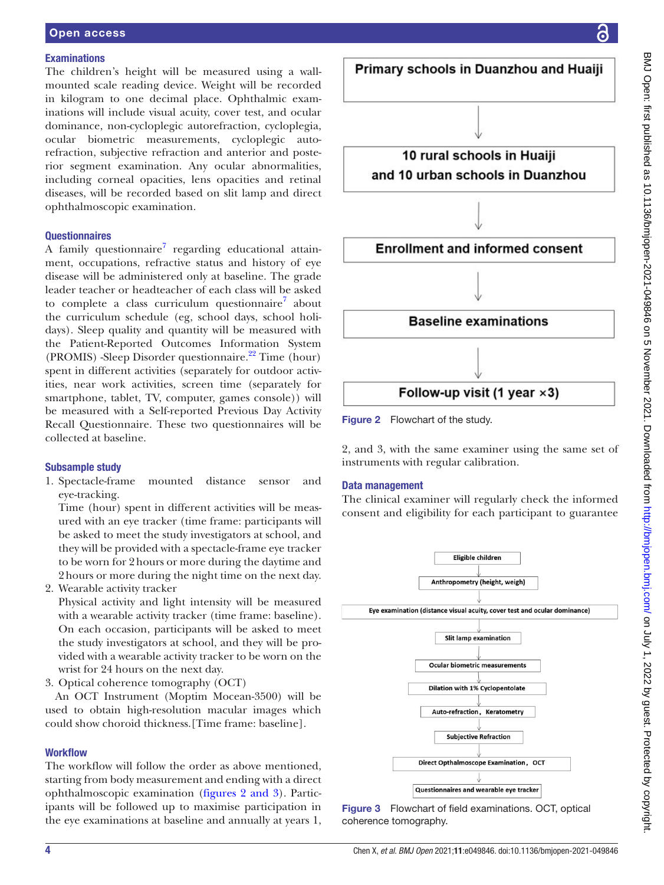### Examinations

The children's height will be measured using a wall-mounted scale reading device. Weight will be recorded in kilogram to one decimal place. Ophthalmic examinations will include visual acuity, cover test, and ocular dominance, non-cycloplegic autorefraction, cycloplegia, ocular biometric measurements, cycloplegic autorefraction, subjective refraction and anterior and posterior segment examination. Any ocular abnormalities, including corneal opacities, lens opacities and retinal diseases, will be recorded based on slit lamp and direct ophthalmoscopic examination.

### Questionnaires

A family questionnaire[7] regarding educational attainment, occupations, refractive status and history of eye disease will be administered only at baseline. The grade leader teacher or headteacher of each class will be asked to complete a class curriculum questionnaire[7] about the curriculum schedule (eg, school days, school holidays). Sleep quality and quantity will be measured with the Patient-Reported Outcomes Information System (PROMIS) -Sleep Disorder questionnaire.[22] Time (hour) spent in different activities (separately for outdoor activities, near work activities, screen time (separately for smartphone, tablet, TV, computer, games console)) will be measured with a Self-reported Previous Day Activity Recall Questionnaire. These two questionnaires will be collected at baseline.

### Subsample study

1. Spectacle-frame mounted distance sensor and eye-tracking.
   Time (hour) spent in different activities will be measured with an eye tracker (time frame: participants will be asked to meet the study investigators at school, and they will be provided with a spectacle-frame eye tracker to be worn for 2 hours or more during the daytime and 2 hours or more during the night time on the next day.
2. Wearable activity tracker
   Physical activity and light intensity will be measured with a wearable activity tracker (time frame: baseline). On each occasion, participants will be asked to meet the study investigators at school, and they will be provided with a wearable activity tracker to be worn on the wrist for 24 hours on the next day.
3. Optical coherence tomography (OCT)

An OCT Instrument (Moptim Mocean-3500) will be used to obtain high-resolution macular images which could show choroid thickness.[Time frame: baseline].

### Workflow

The workflow will follow the order as above mentioned, starting from body measurement and ending with a direct ophthalmoscopic examination (figures 2 and 3). Participants will be followed up to maximise participation in the eye examinations at baseline and annually at years 1, 2, and 3, with the same examiner using the same set of instruments with regular calibration.

Primary schools in Duanzhou and Huaiji
↓
10 rural schools in Huaiji and 10 urban schools in Duanzhou
↓
Enrollment and informed consent
↓
Baseline examinations
↓
Follow-up visit (1 year ×3)

Figure 2 Flowchart of the study.

### Data management

The clinical examiner will regularly check the informed consent and eligibility for each participant to guarantee

Eligible children
↓
Anthropometry (height, weigh)
↓
Eye examination (distance visual acuity, cover test and ocular dominance)
↓
Slit lamp examination
↓
Ocular biometric measurements
↓
Dilation with 1% Cyclopentolate
↓
Auto-refraction，Keratometry
↓
Subjective Refraction
↓
Direct Opthalmoscope Examination，OCT
↓
Questionnaires and wearable eye tracker

Figure 3 Flowchart of field examinations. OCT, optical coherence tomography.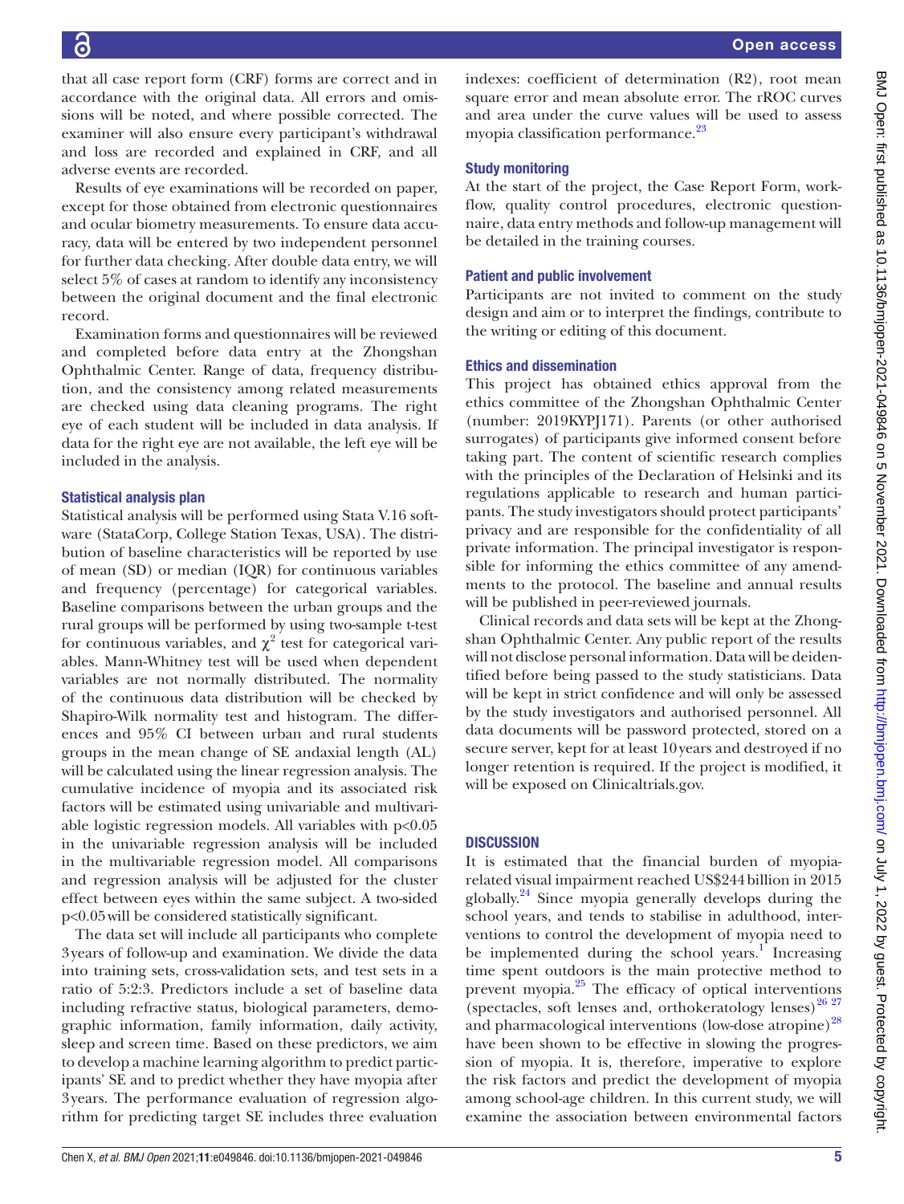that all case report form (CRF) forms are correct and in accordance with the original data. All errors and omissions will be noted, and where possible corrected. The examiner will also ensure every participant's withdrawal and loss are recorded and explained in CRF, and all adverse events are recorded.

Results of eye examinations will be recorded on paper, except for those obtained from electronic questionnaires and ocular biometry measurements. To ensure data accuracy, data will be entered by two independent personnel for further data checking. After double data entry, we will select 5% of cases at random to identify any inconsistency between the original document and the final electronic record.

Examination forms and questionnaires will be reviewed and completed before data entry at the Zhongshan Ophthalmic Center. Range of data, frequency distribution, and the consistency among related measurements are checked using data cleaning programs. The right eye of each student will be included in data analysis. If data for the right eye are not available, the left eye will be included in the analysis.

### Statistical analysis plan

Statistical analysis will be performed using Stata V.16 software (StataCorp, College Station Texas, USA). The distribution of baseline characteristics will be reported by use of mean (SD) or median (IQR) for continuous variables and frequency (percentage) for categorical variables. Baseline comparisons between the urban groups and the rural groups will be performed by using two-sample t-test for continuous variables, and $\chi^2$ test for categorical variables. Mann-Whitney test will be used when dependent variables are not normally distributed. The normality of the continuous data distribution will be checked by Shapiro-Wilk normality test and histogram. The differences and 95% CI between urban and rural students groups in the mean change of SE andaxial length (AL) will be calculated using the linear regression analysis. The cumulative incidence of myopia and its associated risk factors will be estimated using univariable and multivariable logistic regression models. All variables with $p<0.05$ in the univariable regression analysis will be included in the multivariable regression model. All comparisons and regression analysis will be adjusted for the cluster effect between eyes within the same subject. A two-sided $p<0.05$ will be considered statistically significant.

The data set will include all participants who complete 3 years of follow-up and examination. We divide the data into training sets, cross-validation sets, and test sets in a ratio of 5:2:3. Predictors include a set of baseline data including refractive status, biological parameters, demographic information, family information, daily activity, sleep and screen time. Based on these predictors, we aim to develop a machine learning algorithm to predict participants' SE and to predict whether they have myopia after 3 years. The performance evaluation of regression algorithm for predicting target SE includes three evaluation indexes: coefficient of determination (R2), root mean square error and mean absolute error. The rROC curves and area under the curve values will be used to assess myopia classification performance.[23]

### Study monitoring

At the start of the project, the Case Report Form, workflow, quality control procedures, electronic questionnaire, data entry methods and follow-up management will be detailed in the training courses.

### Patient and public involvement

Participants are not invited to comment on the study design and aim or to interpret the findings, contribute to the writing or editing of this document.

### Ethics and dissemination

This project has obtained ethics approval from the ethics committee of the Zhongshan Ophthalmic Center (number: 2019KYPJ171). Parents (or other authorised surrogates) of participants give informed consent before taking part. The content of scientific research complies with the principles of the Declaration of Helsinki and its regulations applicable to research and human participants. The study investigators should protect participants' privacy and are responsible for the confidentiality of all private information. The principal investigator is responsible for informing the ethics committee of any amendments to the protocol. The baseline and annual results will be published in peer-reviewed journals.

Clinical records and data sets will be kept at the Zhongshan Ophthalmic Center. Any public report of the results will not disclose personal information. Data will be deidentified before being passed to the study statisticians. Data will be kept in strict confidence and will only be assessed by the study investigators and authorised personnel. All data documents will be password protected, stored on a secure server, kept for at least 10 years and destroyed if no longer retention is required. If the project is modified, it will be exposed on Clinicaltrials.gov.

## DISCUSSION

It is estimated that the financial burden of myopia-related visual impairment reached US$244 billion in 2015 globally.[24] Since myopia generally develops during the school years, and tends to stabilise in adulthood, interventions to control the development of myopia need to be implemented during the school years.[1] Increasing time spent outdoors is the main protective method to prevent myopia.[25] The efficacy of optical interventions (spectacles, soft lenses and, orthokeratology lenses)[26 27] and pharmacological interventions (low-dose atropine)[28] have been shown to be effective in slowing the progression of myopia. It is, therefore, imperative to explore the risk factors and predict the development of myopia among school-age children. In this current study, we will examine the association between environmental factors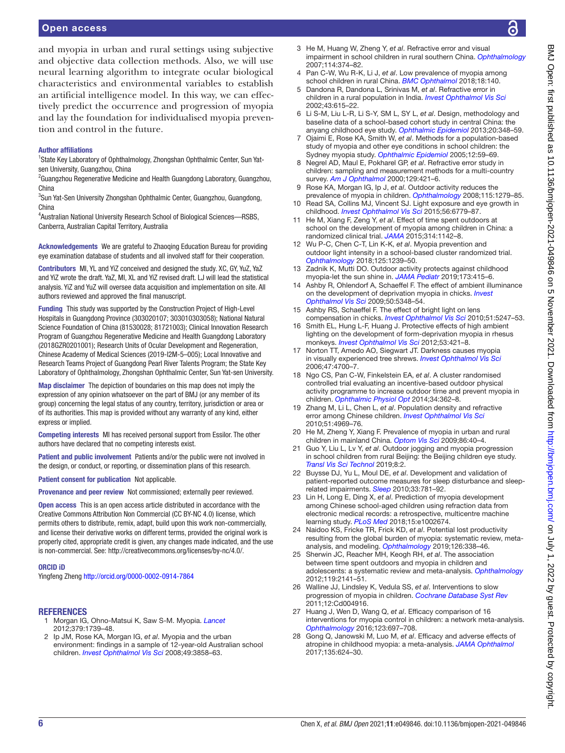and myopia in urban and rural settings using subjective and objective data collection methods. Also, we will use neural learning algorithm to integrate ocular biological characteristics and environmental variables to establish an artificial intelligence model. In this way, we can effectively predict the occurrence and progression of myopia and lay the foundation for individualised myopia prevention and control in the future.

**Author affiliations**

[1]State Key Laboratory of Ophthalmology, Zhongshan Ophthalmic Center, Sun Yat-sen University, Guangzhou, China
[2]Guangzhou Regenerative Medicine and Health Guangdong Laboratory, Guangzhou, China
[3]Sun Yat-Sen University Zhongshan Ophthalmic Center, Guangzhou, Guangdong, China
[4]Australian National University Research School of Biological Sciences—RSBS, Canberra, Australian Capital Territory, Australia

**Acknowledgements** We are grateful to Zhaoqing Education Bureau for providing eye examination database of students and all involved staff for their cooperation.

**Contributors** MI, YL and YiZ conceived and designed the study. XC, GY, YuZ, YaZ and YiZ wrote the draft. YaZ, MI, XL and YiZ revised draft. LJ will lead the statistical analysis. YiZ and YuZ will oversee data acquisition and implementation on site. All authors reviewed and approved the final manuscript.

**Funding** This study was supported by the Construction Project of High-Level Hospitals in Guangdong Province (303020107; 303010303058); National Natural Science Foundation of China (81530028; 81721003); Clinical Innovation Research Program of Guangzhou Regenerative Medicine and Health Guangdong Laboratory (2018GZR0201001); Research Units of Ocular Development and Regeneration, Chinese Academy of Medical Sciences (2019-I2M-5–005); Local Innovative and Research Teams Project of Guangdong Pearl River Talents Program; the State Key Laboratory of Ophthalmology, Zhongshan Ophthalmic Center, Sun Yat-sen University.

**Map disclaimer** The depiction of boundaries on this map does not imply the expression of any opinion whatsoever on the part of BMJ (or any member of its group) concerning the legal status of any country, territory, jurisdiction or area or of its authorities. This map is provided without any warranty of any kind, either express or implied.

**Competing interests** MI has received personal support from Essilor. The other authors have declared that no competing interests exist.

**Patient and public involvement** Patients and/or the public were not involved in the design, or conduct, or reporting, or dissemination plans of this research.

**Patient consent for publication** Not applicable.

**Provenance and peer review** Not commissioned; externally peer reviewed.

**Open access** This is an open access article distributed in accordance with the Creative Commons Attribution Non Commercial (CC BY-NC 4.0) license, which permits others to distribute, remix, adapt, build upon this work non-commercially, and license their derivative works on different terms, provided the original work is properly cited, appropriate credit is given, any changes made indicated, and the use is non-commercial. See: http://creativecommons.org/licenses/by-nc/4.0/.

**ORCID iD**

Yingfeng Zheng http://orcid.org/0000-0002-0914-7864

## REFERENCES

1. Morgan IG, Ohno-Matsui K, Saw S-M. Myopia. *Lancet* 2012;379:1739–48.
2. Ip JM, Rose KA, Morgan IG, *et al*. Myopia and the urban environment: findings in a sample of 12-year-old Australian school children. *Invest Ophthalmol Vis Sci* 2008;49:3858–63.
3. He M, Huang W, Zheng Y, *et al*. Refractive error and visual impairment in school children in rural southern China. *Ophthalmology* 2007;114:374–82.
4. Pan C-W, Wu R-K, Li J, *et al*. Low prevalence of myopia among school children in rural China. *BMC Ophthalmol* 2018;18:140.
5. Dandona R, Dandona L, Srinivas M, *et al*. Refractive error in children in a rural population in India. *Invest Ophthalmol Vis Sci* 2002;43:615–22.
6. Li S-M, Liu L-R, Li S-Y, SM L, SY L, *et al*. Design, methodology and baseline data of a school-based cohort study in central China: the anyang childhood eye study. *Ophthalmic Epidemiol* 2013;20:348–59.
7. Ojaimi E, Rose KA, Smith W, *et al*. Methods for a population-based study of myopia and other eye conditions in school children: the Sydney myopia study. *Ophthalmic Epidemiol* 2005;12:59–69.
8. Negrel AD, Maul E, Pokharel GP, *et al*. Refractive error study in children: sampling and measurement methods for a multi-country survey. *Am J Ophthalmol* 2000;129:421–6.
9. Rose KA, Morgan IG, Ip J, *et al*. Outdoor activity reduces the prevalence of myopia in children. *Ophthalmology* 2008;115:1279–85.
10. Read SA, Collins MJ, Vincent SJ. Light exposure and eye growth in childhood. *Invest Ophthalmol Vis Sci* 2015;56:6779–87.
11. He M, Xiang F, Zeng Y, *et al*. Effect of time spent outdoors at school on the development of myopia among children in China: a randomized clinical trial. *JAMA* 2015;314:1142–8.
12. Wu P-C, Chen C-T, Lin K-K, *et al*. Myopia prevention and outdoor light intensity in a school-based cluster randomized trial. *Ophthalmology* 2018;125:1239–50.
13. Zadnik K, Mutti DO. Outdoor activity protects against childhood myopia-let the sun shine in. *JAMA Pediatr* 2019;173:415–6.
14. Ashby R, Ohlendorf A, Schaeffel F. The effect of ambient illuminance on the development of deprivation myopia in chicks. *Invest Ophthalmol Vis Sci* 2009;50:5348–54.
15. Ashby RS, Schaeffel F. The effect of bright light on lens compensation in chicks. *Invest Ophthalmol Vis Sci* 2010;51:5247–53.
16. Smith EL, Hung L-F, Huang J. Protective effects of high ambient lighting on the development of form-deprivation myopia in rhesus monkeys. *Invest Ophthalmol Vis Sci* 2012;53:421–8.
17. Norton TT, Amedo AO, Siegwart JT. Darkness causes myopia in visually experienced tree shrews. *Invest Ophthalmol Vis Sci* 2006;47:4700–7.
18. Ngo CS, Pan C-W, Finkelstein EA, *et al*. A cluster randomised controlled trial evaluating an incentive-based outdoor physical activity programme to increase outdoor time and prevent myopia in children. *Ophthalmic Physiol Opt* 2014;34:362–8.
19. Zhang M, Li L, Chen L, *et al*. Population density and refractive error among Chinese children. *Invest Ophthalmol Vis Sci* 2010;51:4969–76.
20. He M, Zheng Y, Xiang F. Prevalence of myopia in urban and rural children in mainland China. *Optom Vis Sci* 2009;86:40–4.
21. Guo Y, Liu L, Lv Y, *et al*. Outdoor jogging and myopia progression in school children from rural Beijing: the Beijing children eye study. *Transl Vis Sci Technol* 2019;8:2.
22. Buysse DJ, Yu L, Moul DE, *et al*. Development and validation of patient-reported outcome measures for sleep disturbance and sleep-related impairments. *Sleep* 2010;33:781–92.
23. Lin H, Long E, Ding X, *et al*. Prediction of myopia development among Chinese school-aged children using refraction data from electronic medical records: a retrospective, multicentre machine learning study. *PLoS Med* 2018;15:e1002674.
24. Naidoo KS, Fricke TR, Frick KD, *et al*. Potential lost productivity resulting from the global burden of myopia: systematic review, meta-analysis, and modeling. *Ophthalmology* 2019;126:338–46.
25. Sherwin JC, Reacher MH, Keogh RH, *et al*. The association between time spent outdoors and myopia in children and adolescents: a systematic review and meta-analysis. *Ophthalmology* 2012;119:2141–51.
26. Walline JJ, Lindsley K, Vedula SS, *et al*. Interventions to slow progression of myopia in children. *Cochrane Database Syst Rev* 2011;12:Cd004916.
27. Huang J, Wen D, Wang Q, *et al*. Efficacy comparison of 16 interventions for myopia control in children: a network meta-analysis. *Ophthalmology* 2016;123:697–708.
28. Gong Q, Janowski M, Luo M, *et al*. Efficacy and adverse effects of atropine in childhood myopia: a meta-analysis. *JAMA Ophthalmol* 2017;135:624–30.